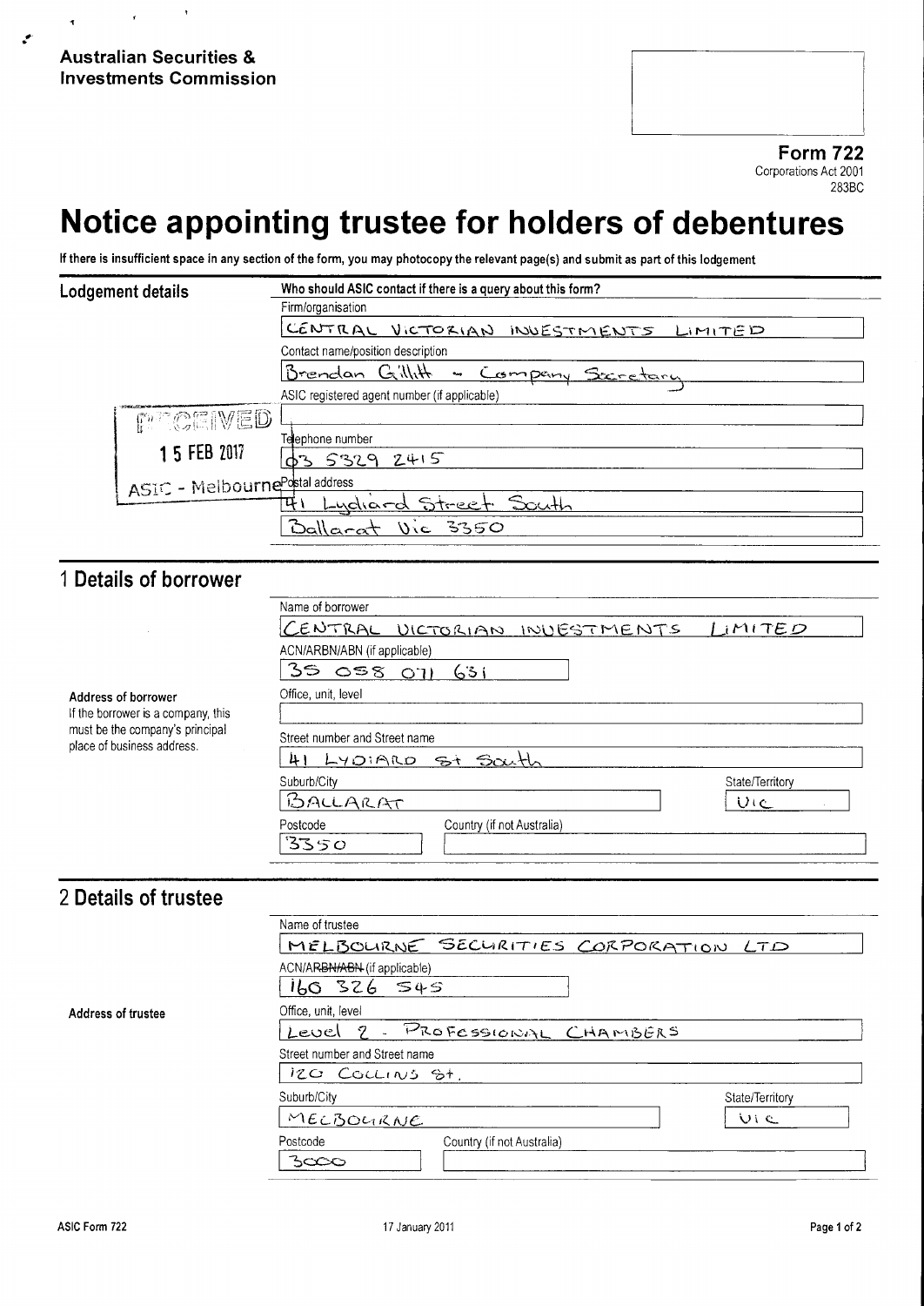**Australian Securities & Investments Commission**

**Form 722**
Corporations Act 2001
283BC

# Notice appointing trustee for holders of debentures

**If there is insufficient space in any section of the form, you may photocopy the relevant page(s) and submit as part of this lodgement**

## Lodgement details

**Who should ASIC contact if there is a query about this form?**

Firm/organisation
CENTRAL VICTORIAN INVESTMENTS LIMITED

Contact name/position description
Brendan Gillett - Company Secretary

ASIC registered agent number (if applicable)

RECEIVED
15 FEB 2017
ASIC - Melbourne

Telephone number
03 5329 2415

Postal address
41 Lydiard Street South
Ballarat Vic 3350

## 1 Details of borrower

Name of borrower
CENTRAL VICTORIAN INVESTMENTS LIMITED

ACN/ARBN/ABN (if applicable)
35 058 071 631

**Address of borrower**
If the borrower is a company, this must be the company's principal place of business address.

Office, unit, level

Street number and Street name
41 LYDIARD St South

Suburb/City
BALLARAT

State/Territory
VIC

Postcode
3350

Country (if not Australia)

## 2 Details of trustee

Name of trustee
MELBOURNE SECURITIES CORPORATION LTD

ACN/~~ARBN/ABN~~ (if applicable)
160 326 545

**Address of trustee**

Office, unit, level
Level 2 - PROFESSIONAL CHAMBERS

Street number and Street name
120 COLLINS St.

Suburb/City
MELBOURNE

State/Territory
VIC

Postcode
3000

Country (if not Australia)

ASIC Form 722 17 January 2011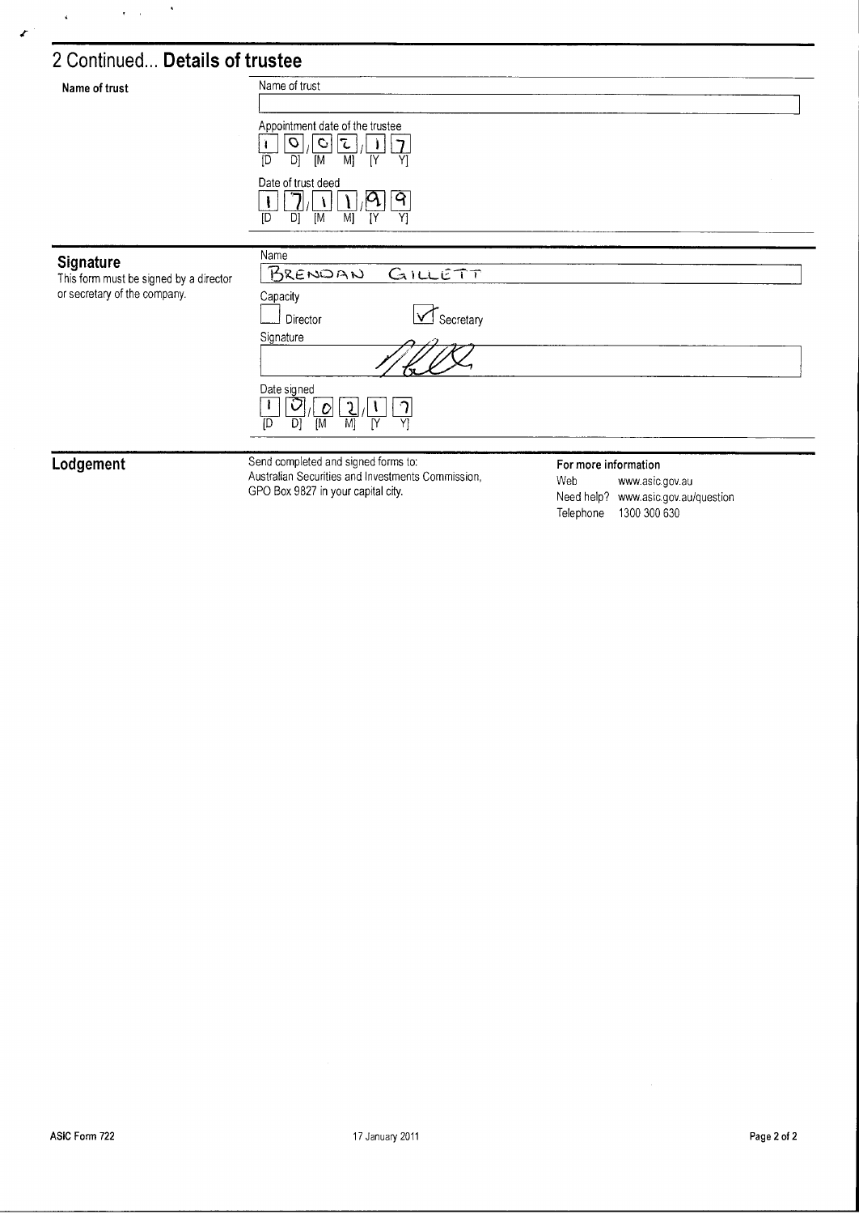## 2 Continued... **Details of trustee**

**Name of trust**

Name of trust

Appointment date of the trustee

1 0 / 0 2 / 1 7
[D D] [M M] [Y Y]

Date of trust deed

1 7 / 1 1 / 9 9
[D D] [M M] [Y Y]

## Signature

This form must be signed by a director or secretary of the company.

Name

BRENDAN GILLETT

Capacity

☐ Director ☑ Secretary

Signature

Date signed

1 0 / 0 2 / 1 7
[D D] [M M] [Y Y]

## Lodgement

Send completed and signed forms to:
Australian Securities and Investments Commission,
GPO Box 9827 in your capital city.

**For more information**

Web www.asic.gov.au
Need help? www.asic.gov.au/question
Telephone 1300 300 630

ASIC Form 722 17 January 2011